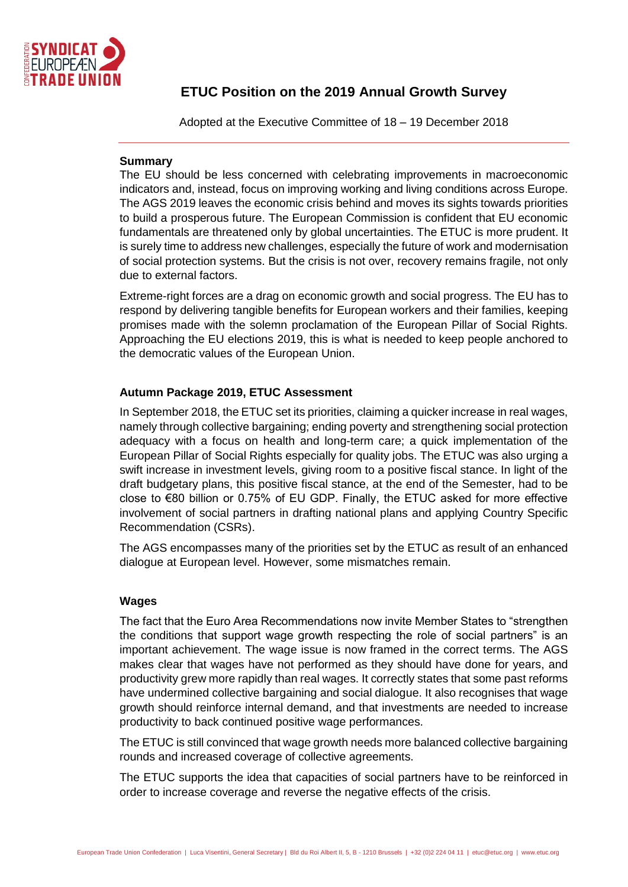# ETUC Position on the 2019 Annual Growth Survey

Adopted at the Executive Committee of 18 – 19 December 2018

---

**Summary**

The EU should be less concerned with celebrating improvements in macroeconomic indicators and, instead, focus on improving working and living conditions across Europe. The AGS 2019 leaves the economic crisis behind and moves its sights towards priorities to build a prosperous future. The European Commission is confident that EU economic fundamentals are threatened only by global uncertainties. The ETUC is more prudent. It is surely time to address new challenges, especially the future of work and modernisation of social protection systems. But the crisis is not over, recovery remains fragile, not only due to external factors.

Extreme-right forces are a drag on economic growth and social progress. The EU has to respond by delivering tangible benefits for European workers and their families, keeping promises made with the solemn proclamation of the European Pillar of Social Rights. Approaching the EU elections 2019, this is what is needed to keep people anchored to the democratic values of the European Union.

## Autumn Package 2019, ETUC Assessment

In September 2018, the ETUC set its priorities, claiming a quicker increase in real wages, namely through collective bargaining; ending poverty and strengthening social protection adequacy with a focus on health and long-term care; a quick implementation of the European Pillar of Social Rights especially for quality jobs. The ETUC was also urging a swift increase in investment levels, giving room to a positive fiscal stance. In light of the draft budgetary plans, this positive fiscal stance, at the end of the Semester, had to be close to €80 billion or 0.75% of EU GDP. Finally, the ETUC asked for more effective involvement of social partners in drafting national plans and applying Country Specific Recommendation (CSRs).

The AGS encompasses many of the priorities set by the ETUC as result of an enhanced dialogue at European level. However, some mismatches remain.

## Wages

The fact that the Euro Area Recommendations now invite Member States to "strengthen the conditions that support wage growth respecting the role of social partners" is an important achievement. The wage issue is now framed in the correct terms. The AGS makes clear that wages have not performed as they should have done for years, and productivity grew more rapidly than real wages. It correctly states that some past reforms have undermined collective bargaining and social dialogue. It also recognises that wage growth should reinforce internal demand, and that investments are needed to increase productivity to back continued positive wage performances.

The ETUC is still convinced that wage growth needs more balanced collective bargaining rounds and increased coverage of collective agreements.

The ETUC supports the idea that capacities of social partners have to be reinforced in order to increase coverage and reverse the negative effects of the crisis.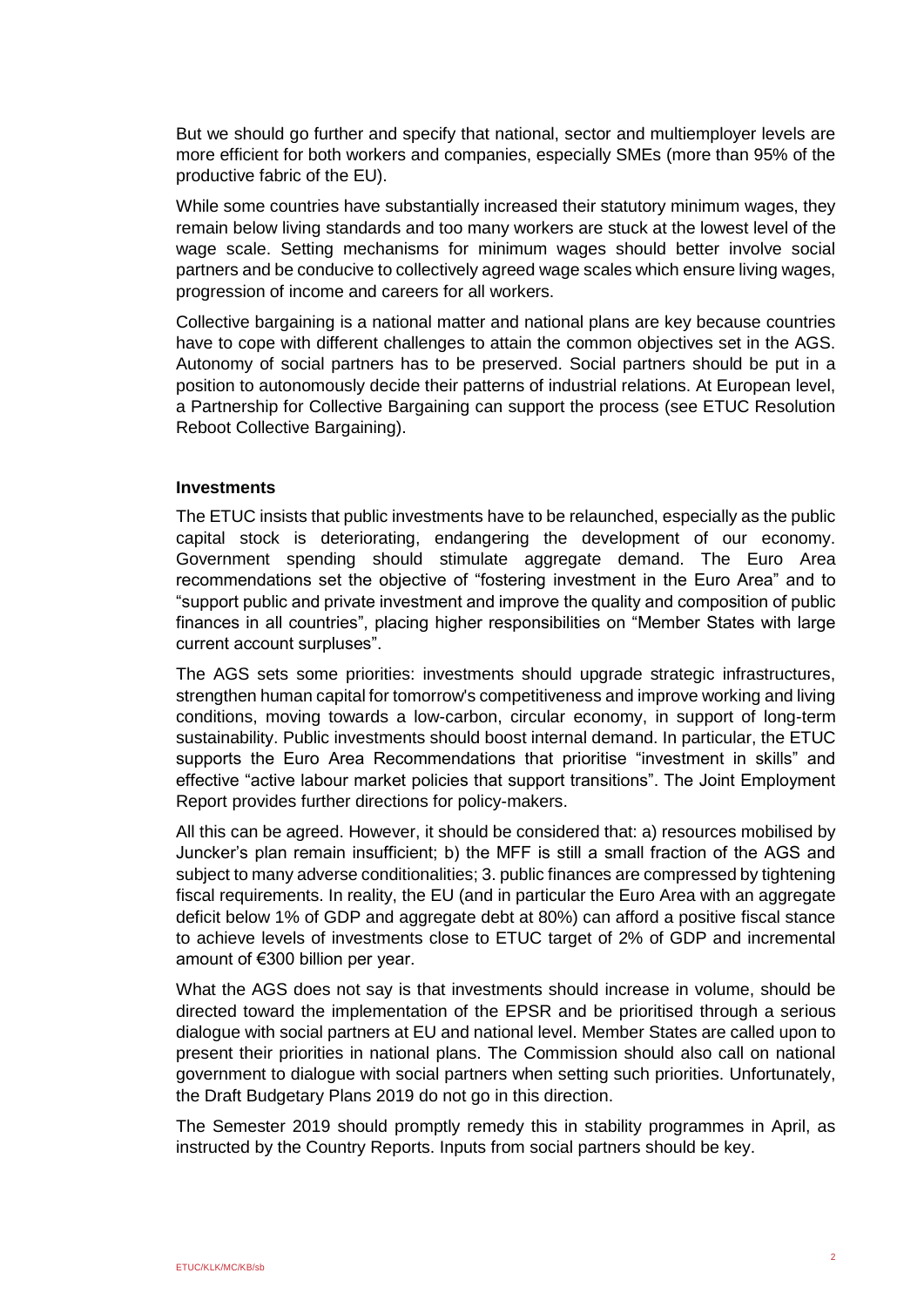But we should go further and specify that national, sector and multiemployer levels are more efficient for both workers and companies, especially SMEs (more than 95% of the productive fabric of the EU).

While some countries have substantially increased their statutory minimum wages, they remain below living standards and too many workers are stuck at the lowest level of the wage scale. Setting mechanisms for minimum wages should better involve social partners and be conducive to collectively agreed wage scales which ensure living wages, progression of income and careers for all workers.

Collective bargaining is a national matter and national plans are key because countries have to cope with different challenges to attain the common objectives set in the AGS. Autonomy of social partners has to be preserved. Social partners should be put in a position to autonomously decide their patterns of industrial relations. At European level, a Partnership for Collective Bargaining can support the process (see ETUC Resolution Reboot Collective Bargaining).

**Investments**

The ETUC insists that public investments have to be relaunched, especially as the public capital stock is deteriorating, endangering the development of our economy. Government spending should stimulate aggregate demand. The Euro Area recommendations set the objective of "fostering investment in the Euro Area" and to "support public and private investment and improve the quality and composition of public finances in all countries", placing higher responsibilities on "Member States with large current account surpluses".

The AGS sets some priorities: investments should upgrade strategic infrastructures, strengthen human capital for tomorrow's competitiveness and improve working and living conditions, moving towards a low-carbon, circular economy, in support of long-term sustainability. Public investments should boost internal demand. In particular, the ETUC supports the Euro Area Recommendations that prioritise "investment in skills" and effective "active labour market policies that support transitions". The Joint Employment Report provides further directions for policy-makers.

All this can be agreed. However, it should be considered that: a) resources mobilised by Juncker's plan remain insufficient; b) the MFF is still a small fraction of the AGS and subject to many adverse conditionalities; 3. public finances are compressed by tightening fiscal requirements. In reality, the EU (and in particular the Euro Area with an aggregate deficit below 1% of GDP and aggregate debt at 80%) can afford a positive fiscal stance to achieve levels of investments close to ETUC target of 2% of GDP and incremental amount of €300 billion per year.

What the AGS does not say is that investments should increase in volume, should be directed toward the implementation of the EPSR and be prioritised through a serious dialogue with social partners at EU and national level. Member States are called upon to present their priorities in national plans. The Commission should also call on national government to dialogue with social partners when setting such priorities. Unfortunately, the Draft Budgetary Plans 2019 do not go in this direction.

The Semester 2019 should promptly remedy this in stability programmes in April, as instructed by the Country Reports. Inputs from social partners should be key.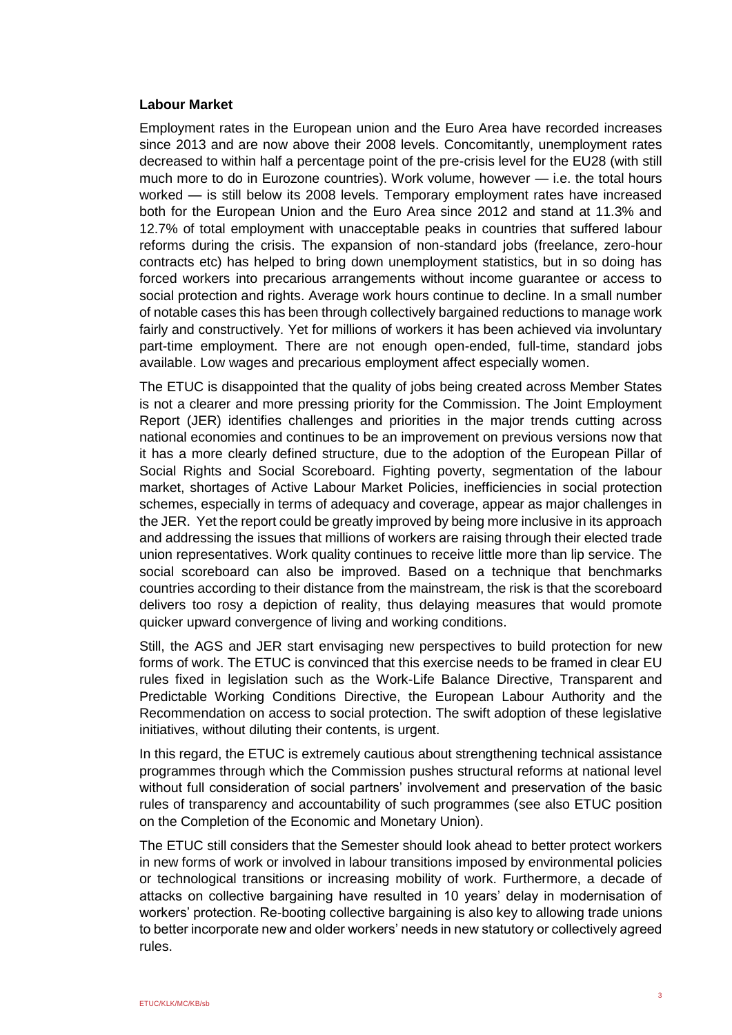**Labour Market**

Employment rates in the European union and the Euro Area have recorded increases since 2013 and are now above their 2008 levels. Concomitantly, unemployment rates decreased to within half a percentage point of the pre-crisis level for the EU28 (with still much more to do in Eurozone countries). Work volume, however — i.e. the total hours worked — is still below its 2008 levels. Temporary employment rates have increased both for the European Union and the Euro Area since 2012 and stand at 11.3% and 12.7% of total employment with unacceptable peaks in countries that suffered labour reforms during the crisis. The expansion of non-standard jobs (freelance, zero-hour contracts etc) has helped to bring down unemployment statistics, but in so doing has forced workers into precarious arrangements without income guarantee or access to social protection and rights. Average work hours continue to decline. In a small number of notable cases this has been through collectively bargained reductions to manage work fairly and constructively. Yet for millions of workers it has been achieved via involuntary part-time employment. There are not enough open-ended, full-time, standard jobs available. Low wages and precarious employment affect especially women.

The ETUC is disappointed that the quality of jobs being created across Member States is not a clearer and more pressing priority for the Commission. The Joint Employment Report (JER) identifies challenges and priorities in the major trends cutting across national economies and continues to be an improvement on previous versions now that it has a more clearly defined structure, due to the adoption of the European Pillar of Social Rights and Social Scoreboard. Fighting poverty, segmentation of the labour market, shortages of Active Labour Market Policies, inefficiencies in social protection schemes, especially in terms of adequacy and coverage, appear as major challenges in the JER. Yet the report could be greatly improved by being more inclusive in its approach and addressing the issues that millions of workers are raising through their elected trade union representatives. Work quality continues to receive little more than lip service. The social scoreboard can also be improved. Based on a technique that benchmarks countries according to their distance from the mainstream, the risk is that the scoreboard delivers too rosy a depiction of reality, thus delaying measures that would promote quicker upward convergence of living and working conditions.

Still, the AGS and JER start envisaging new perspectives to build protection for new forms of work. The ETUC is convinced that this exercise needs to be framed in clear EU rules fixed in legislation such as the Work-Life Balance Directive, Transparent and Predictable Working Conditions Directive, the European Labour Authority and the Recommendation on access to social protection. The swift adoption of these legislative initiatives, without diluting their contents, is urgent.

In this regard, the ETUC is extremely cautious about strengthening technical assistance programmes through which the Commission pushes structural reforms at national level without full consideration of social partners' involvement and preservation of the basic rules of transparency and accountability of such programmes (see also ETUC position on the Completion of the Economic and Monetary Union).

The ETUC still considers that the Semester should look ahead to better protect workers in new forms of work or involved in labour transitions imposed by environmental policies or technological transitions or increasing mobility of work. Furthermore, a decade of attacks on collective bargaining have resulted in 10 years' delay in modernisation of workers' protection. Re-booting collective bargaining is also key to allowing trade unions to better incorporate new and older workers' needs in new statutory or collectively agreed rules.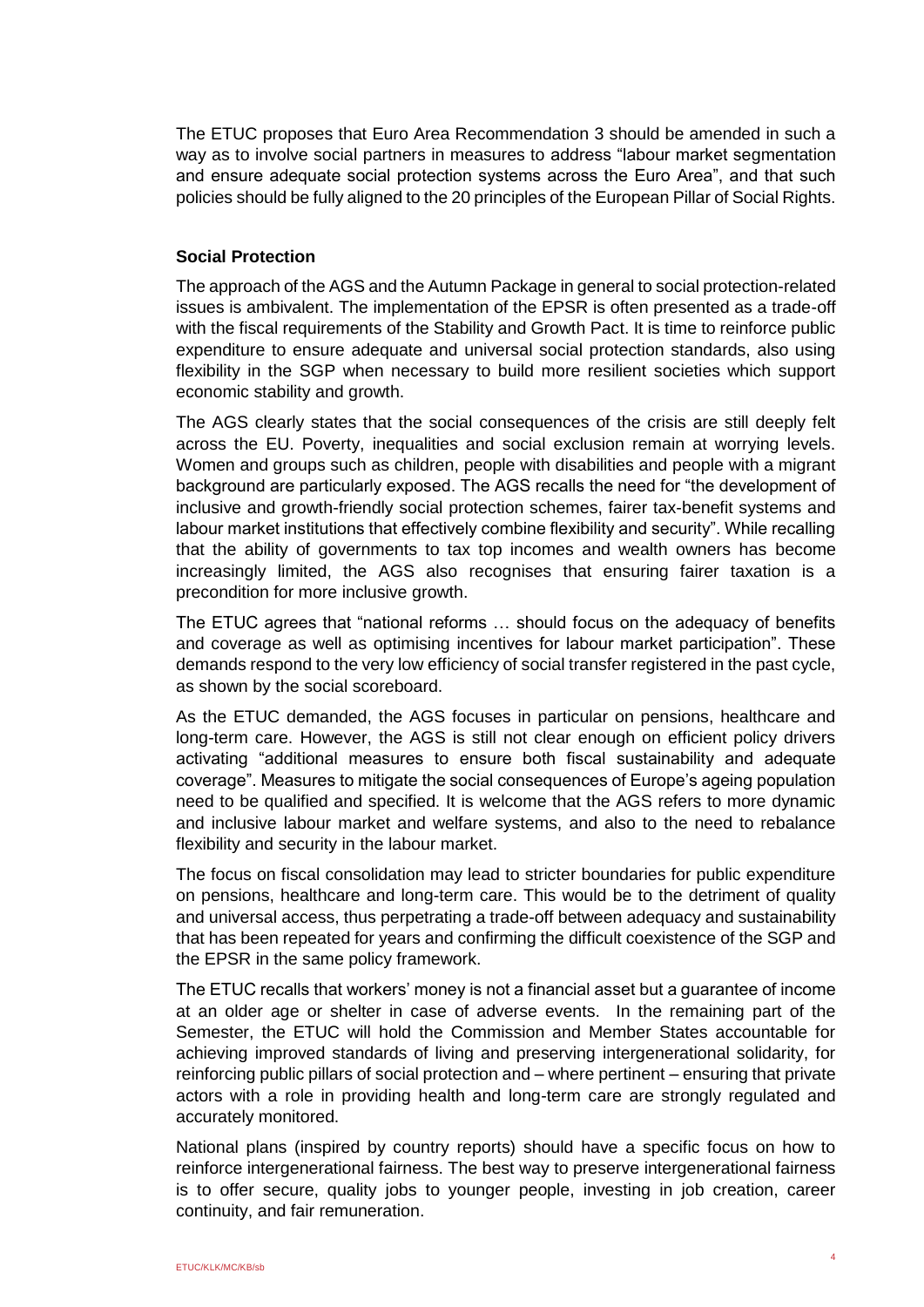The ETUC proposes that Euro Area Recommendation 3 should be amended in such a way as to involve social partners in measures to address "labour market segmentation and ensure adequate social protection systems across the Euro Area", and that such policies should be fully aligned to the 20 principles of the European Pillar of Social Rights.

**Social Protection**

The approach of the AGS and the Autumn Package in general to social protection-related issues is ambivalent. The implementation of the EPSR is often presented as a trade-off with the fiscal requirements of the Stability and Growth Pact. It is time to reinforce public expenditure to ensure adequate and universal social protection standards, also using flexibility in the SGP when necessary to build more resilient societies which support economic stability and growth.

The AGS clearly states that the social consequences of the crisis are still deeply felt across the EU. Poverty, inequalities and social exclusion remain at worrying levels. Women and groups such as children, people with disabilities and people with a migrant background are particularly exposed. The AGS recalls the need for "the development of inclusive and growth-friendly social protection schemes, fairer tax-benefit systems and labour market institutions that effectively combine flexibility and security". While recalling that the ability of governments to tax top incomes and wealth owners has become increasingly limited, the AGS also recognises that ensuring fairer taxation is a precondition for more inclusive growth.

The ETUC agrees that "national reforms … should focus on the adequacy of benefits and coverage as well as optimising incentives for labour market participation". These demands respond to the very low efficiency of social transfer registered in the past cycle, as shown by the social scoreboard.

As the ETUC demanded, the AGS focuses in particular on pensions, healthcare and long-term care. However, the AGS is still not clear enough on efficient policy drivers activating "additional measures to ensure both fiscal sustainability and adequate coverage". Measures to mitigate the social consequences of Europe's ageing population need to be qualified and specified. It is welcome that the AGS refers to more dynamic and inclusive labour market and welfare systems, and also to the need to rebalance flexibility and security in the labour market.

The focus on fiscal consolidation may lead to stricter boundaries for public expenditure on pensions, healthcare and long-term care. This would be to the detriment of quality and universal access, thus perpetrating a trade-off between adequacy and sustainability that has been repeated for years and confirming the difficult coexistence of the SGP and the EPSR in the same policy framework.

The ETUC recalls that workers' money is not a financial asset but a guarantee of income at an older age or shelter in case of adverse events. In the remaining part of the Semester, the ETUC will hold the Commission and Member States accountable for achieving improved standards of living and preserving intergenerational solidarity, for reinforcing public pillars of social protection and – where pertinent – ensuring that private actors with a role in providing health and long-term care are strongly regulated and accurately monitored.

National plans (inspired by country reports) should have a specific focus on how to reinforce intergenerational fairness. The best way to preserve intergenerational fairness is to offer secure, quality jobs to younger people, investing in job creation, career continuity, and fair remuneration.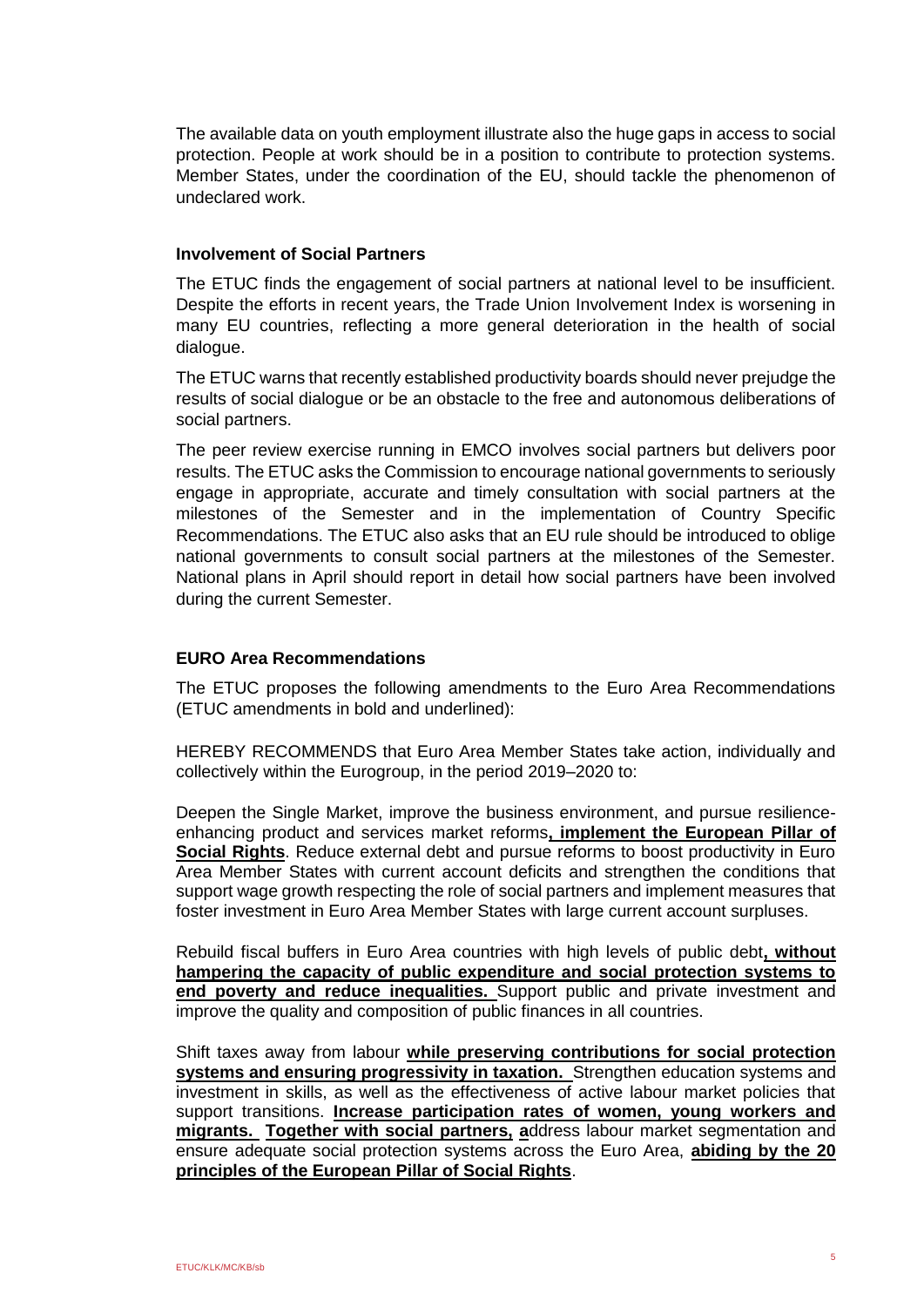The available data on youth employment illustrate also the huge gaps in access to social protection. People at work should be in a position to contribute to protection systems. Member States, under the coordination of the EU, should tackle the phenomenon of undeclared work.

**Involvement of Social Partners**

The ETUC finds the engagement of social partners at national level to be insufficient. Despite the efforts in recent years, the Trade Union Involvement Index is worsening in many EU countries, reflecting a more general deterioration in the health of social dialogue.

The ETUC warns that recently established productivity boards should never prejudge the results of social dialogue or be an obstacle to the free and autonomous deliberations of social partners.

The peer review exercise running in EMCO involves social partners but delivers poor results. The ETUC asks the Commission to encourage national governments to seriously engage in appropriate, accurate and timely consultation with social partners at the milestones of the Semester and in the implementation of Country Specific Recommendations. The ETUC also asks that an EU rule should be introduced to oblige national governments to consult social partners at the milestones of the Semester. National plans in April should report in detail how social partners have been involved during the current Semester.

**EURO Area Recommendations**

The ETUC proposes the following amendments to the Euro Area Recommendations (ETUC amendments in bold and underlined):

HEREBY RECOMMENDS that Euro Area Member States take action, individually and collectively within the Eurogroup, in the period 2019–2020 to:

Deepen the Single Market, improve the business environment, and pursue resilience-enhancing product and services market reforms**<u>, implement the European Pillar of Social Rights</u>**. Reduce external debt and pursue reforms to boost productivity in Euro Area Member States with current account deficits and strengthen the conditions that support wage growth respecting the role of social partners and implement measures that foster investment in Euro Area Member States with large current account surpluses.

Rebuild fiscal buffers in Euro Area countries with high levels of public debt**<u>, without hampering the capacity of public expenditure and social protection systems to end poverty and reduce inequalities.</u>** Support public and private investment and improve the quality and composition of public finances in all countries.

Shift taxes away from labour **<u>while preserving contributions for social protection systems and ensuring progressivity in taxation.</u>** Strengthen education systems and investment in skills, as well as the effectiveness of active labour market policies that support transitions. **<u>Increase participation rates of women, young workers and migrants.</u>** **<u>Together with social partners, a</u>**ddress labour market segmentation and ensure adequate social protection systems across the Euro Area, **<u>abiding by the 20 principles of the European Pillar of Social Rights</u>**.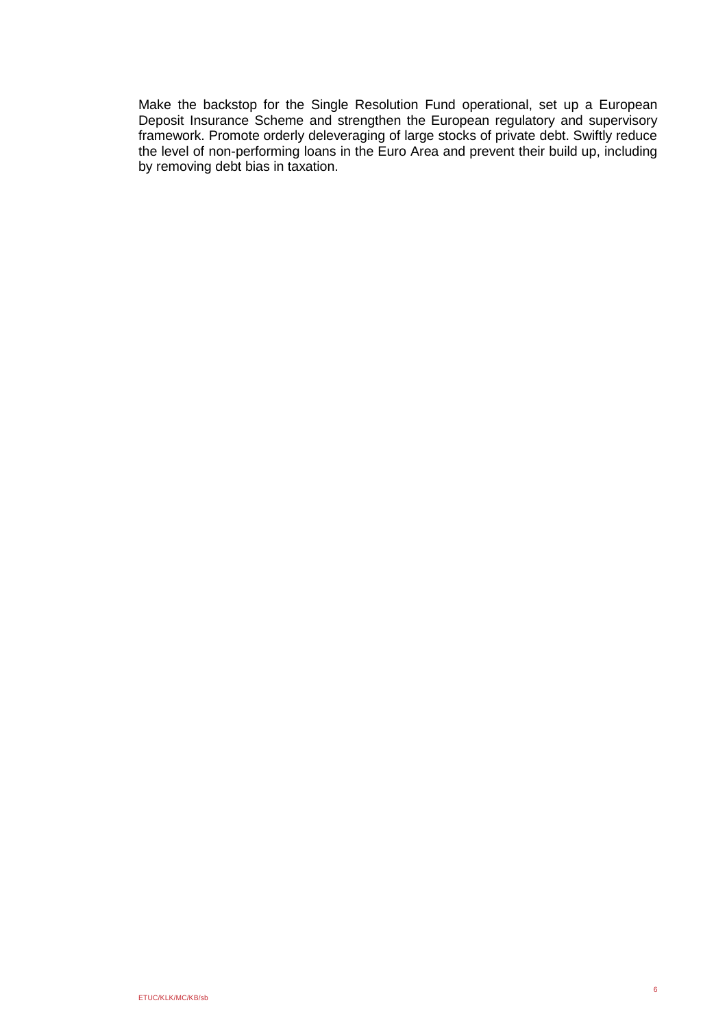Make the backstop for the Single Resolution Fund operational, set up a European Deposit Insurance Scheme and strengthen the European regulatory and supervisory framework. Promote orderly deleveraging of large stocks of private debt. Swiftly reduce the level of non-performing loans in the Euro Area and prevent their build up, including by removing debt bias in taxation.